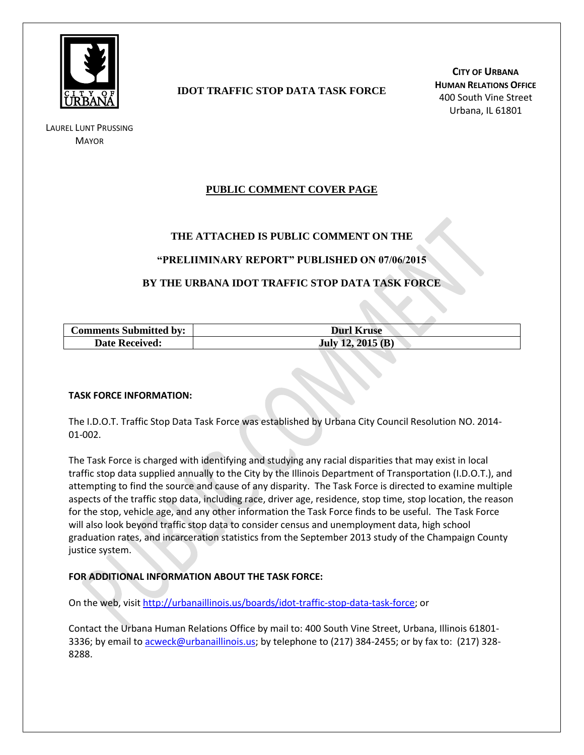**IDOT TRAFFIC STOP DATA TASK FORCE**

**CITY OF URBANA**
**HUMAN RELATIONS OFFICE**
400 South Vine Street
Urbana, IL 61801

LAUREL LUNT PRUSSING
MAYOR

# PUBLIC COMMENT COVER PAGE

**THE ATTACHED IS PUBLIC COMMENT ON THE**

**"PRELIIMINARY REPORT" PUBLISHED ON 07/06/2015**

**BY THE URBANA IDOT TRAFFIC STOP DATA TASK FORCE**

| **Comments Submitted by:** | **Durl Kruse** |
|---|---|
| **Date Received:** | **July 12, 2015 (B)** |

**TASK FORCE INFORMATION:**

The I.D.O.T. Traffic Stop Data Task Force was established by Urbana City Council Resolution NO. 2014-01-002.

The Task Force is charged with identifying and studying any racial disparities that may exist in local traffic stop data supplied annually to the City by the Illinois Department of Transportation (I.D.O.T.), and attempting to find the source and cause of any disparity. The Task Force is directed to examine multiple aspects of the traffic stop data, including race, driver age, residence, stop time, stop location, the reason for the stop, vehicle age, and any other information the Task Force finds to be useful. The Task Force will also look beyond traffic stop data to consider census and unemployment data, high school graduation rates, and incarceration statistics from the September 2013 study of the Champaign County justice system.

**FOR ADDITIONAL INFORMATION ABOUT THE TASK FORCE:**

On the web, visit http://urbanaillinois.us/boards/idot-traffic-stop-data-task-force; or

Contact the Urbana Human Relations Office by mail to: 400 South Vine Street, Urbana, Illinois 61801-3336; by email to acweck@urbanaillinois.us; by telephone to (217) 384-2455; or by fax to: (217) 328-8288.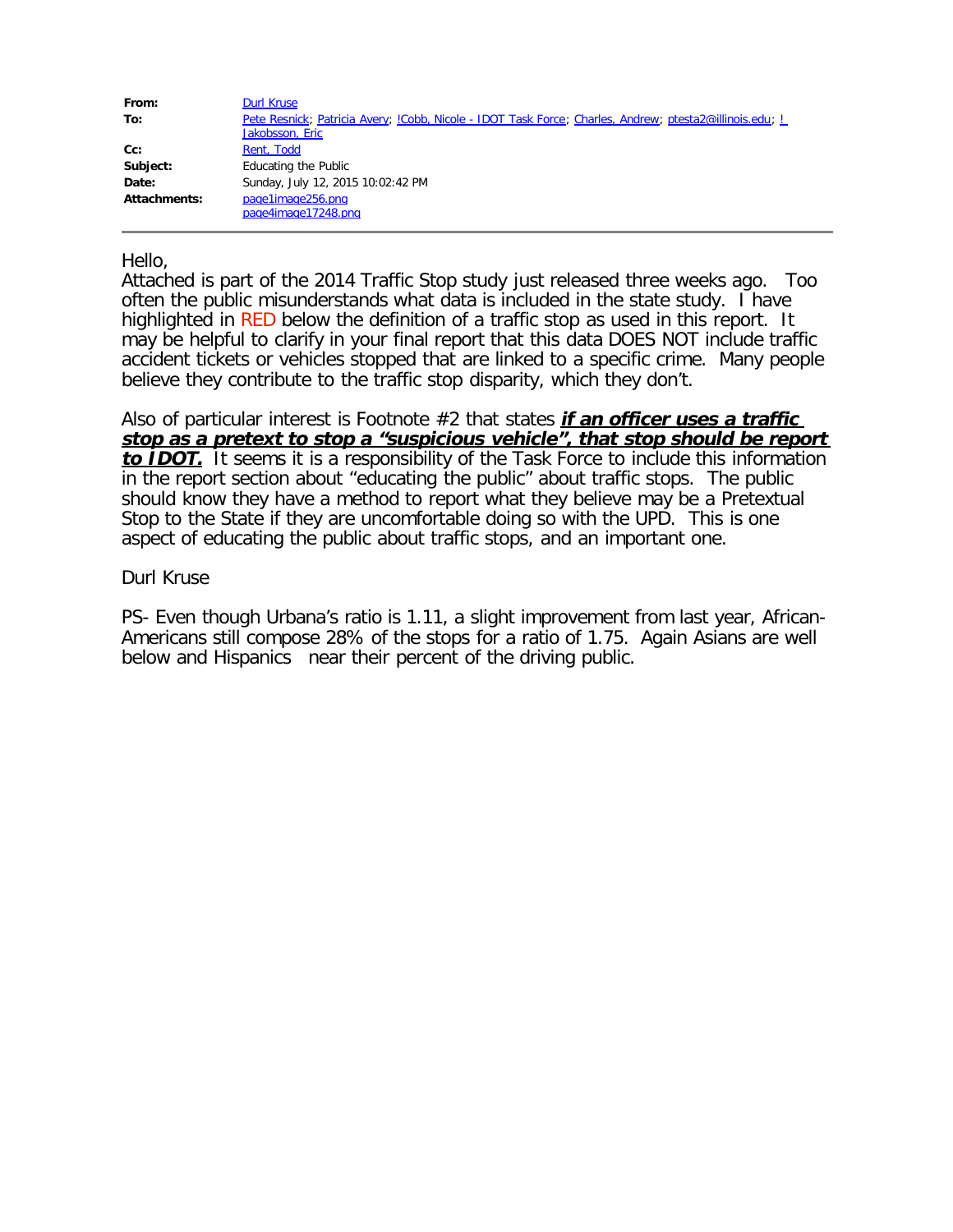| | |
|---|---|
| **From:** | Durl Kruse |
| **To:** | Pete Resnick; Patricia Avery; !Cobb, Nicole - IDOT Task Force; Charles, Andrew; ptesta2@illinois.edu; ! Jakobsson, Eric |
| **Cc:** | Rent, Todd |
| **Subject:** | Educating the Public |
| **Date:** | Sunday, July 12, 2015 10:02:42 PM |
| **Attachments:** | page1image256.png<br>page4image17248.png |

---

Hello,

Attached is part of the 2014 Traffic Stop study just released three weeks ago. Too often the public misunderstands what data is included in the state study. I have highlighted in RED below the definition of a traffic stop as used in this report. It may be helpful to clarify in your final report that this data DOES NOT include traffic accident tickets or vehicles stopped that are linked to a specific crime. Many people believe they contribute to the traffic stop disparity, which they don't.

Also of particular interest is Footnote #2 that states ***if an officer uses a traffic stop as a pretext to stop a "suspicious vehicle", that stop should be report to IDOT.*** It seems it is a responsibility of the Task Force to include this information in the report section about "educating the public" about traffic stops. The public should know they have a method to report what they believe may be a Pretextual Stop to the State if they are uncomfortable doing so with the UPD. This is one aspect of educating the public about traffic stops, and an important one.

Durl Kruse

PS- Even though Urbana's ratio is 1.11, a slight improvement from last year, African-Americans still compose 28% of the stops for a ratio of 1.75. Again Asians are well below and Hispanics near their percent of the driving public.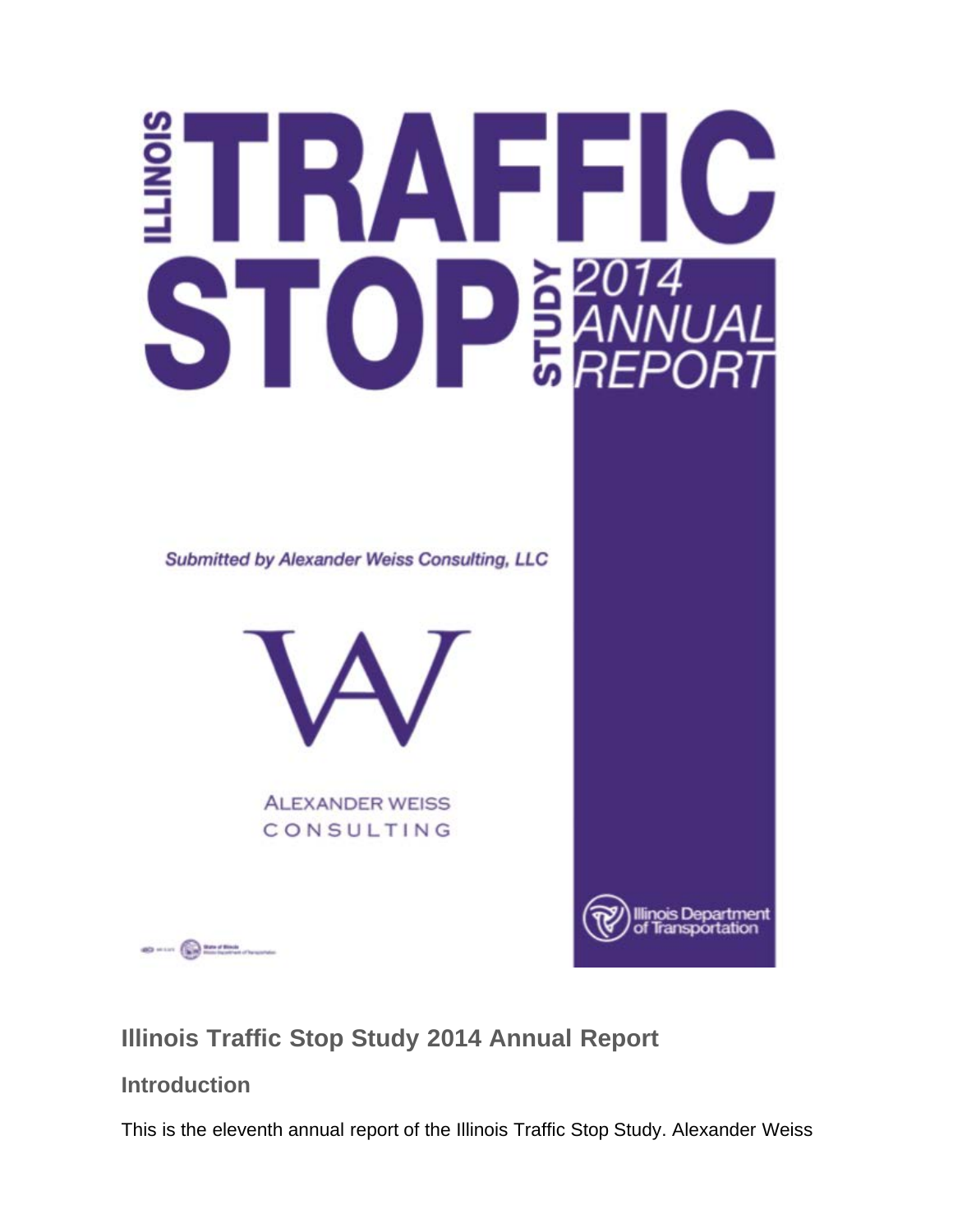# ILLINOIS TRAFFIC STOP STUDY 2014 ANNUAL REPORT

*Submitted by Alexander Weiss Consulting, LLC*

ALEXANDER WEISS
CONSULTING

Illinois Department of Transportation

## Illinois Traffic Stop Study 2014 Annual Report

### Introduction

This is the eleventh annual report of the Illinois Traffic Stop Study. Alexander Weiss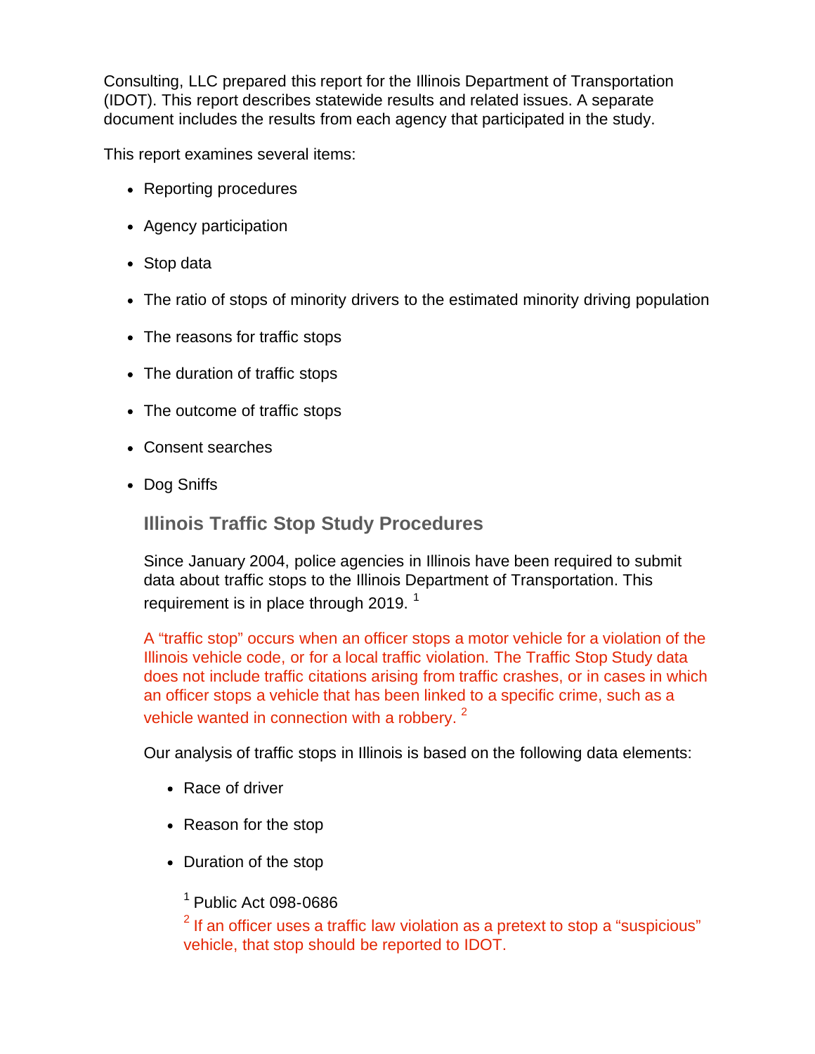Consulting, LLC prepared this report for the Illinois Department of Transportation (IDOT). This report describes statewide results and related issues. A separate document includes the results from each agency that participated in the study.

This report examines several items:

- Reporting procedures
- Agency participation
- Stop data
- The ratio of stops of minority drivers to the estimated minority driving population
- The reasons for traffic stops
- The duration of traffic stops
- The outcome of traffic stops
- Consent searches
- Dog Sniffs

## Illinois Traffic Stop Study Procedures

Since January 2004, police agencies in Illinois have been required to submit data about traffic stops to the Illinois Department of Transportation. This requirement is in place through 2019. [1]

A “traffic stop” occurs when an officer stops a motor vehicle for a violation of the Illinois vehicle code, or for a local traffic violation. The Traffic Stop Study data does not include traffic citations arising from traffic crashes, or in cases in which an officer stops a vehicle that has been linked to a specific crime, such as a vehicle wanted in connection with a robbery. [2]

Our analysis of traffic stops in Illinois is based on the following data elements:

- Race of driver
- Reason for the stop
- Duration of the stop

[1] Public Act 098-0686

[2] If an officer uses a traffic law violation as a pretext to stop a “suspicious” vehicle, that stop should be reported to IDOT.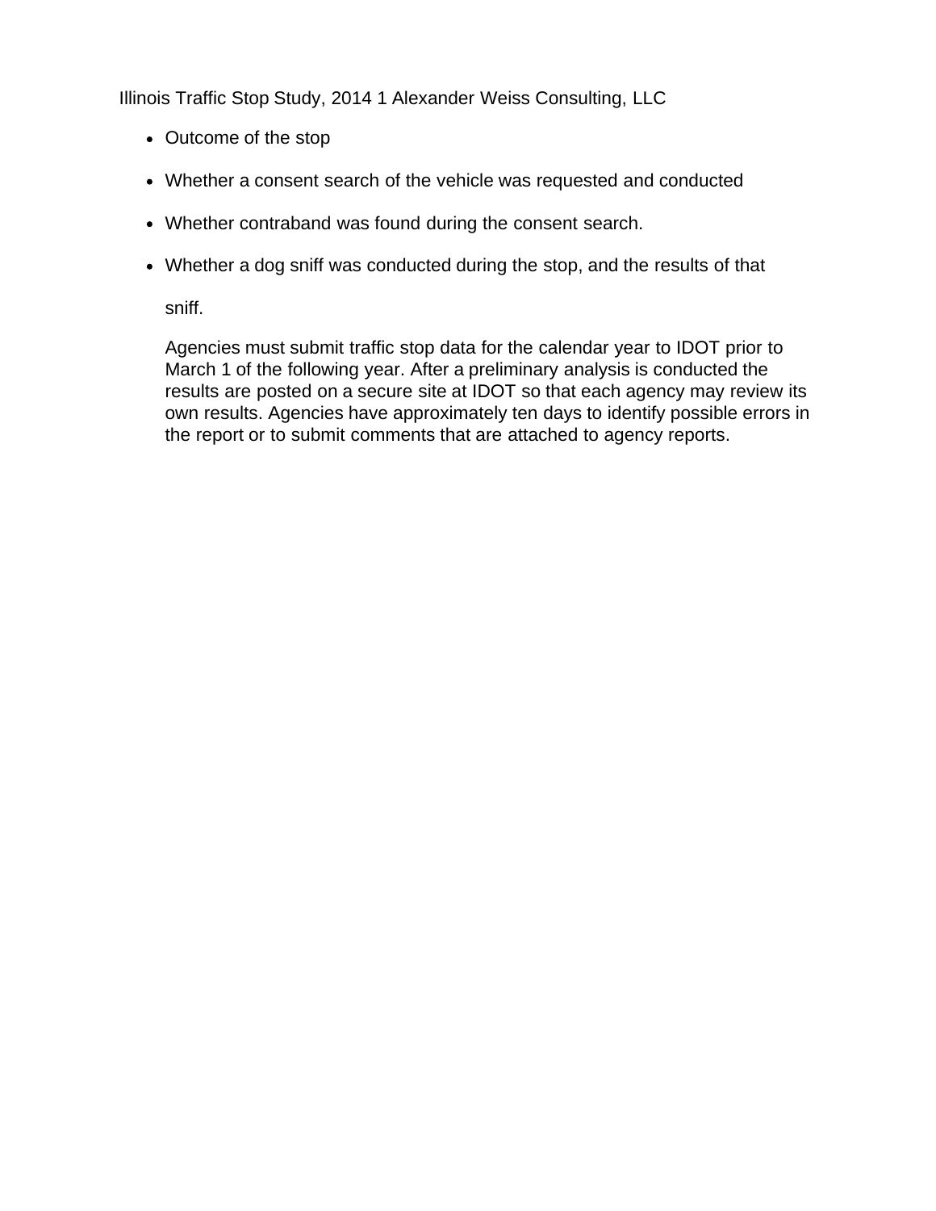- Outcome of the stop
- Whether a consent search of the vehicle was requested and conducted
- Whether contraband was found during the consent search.
- Whether a dog sniff was conducted during the stop, and the results of that sniff.

  Agencies must submit traffic stop data for the calendar year to IDOT prior to March 1 of the following year. After a preliminary analysis is conducted the results are posted on a secure site at IDOT so that each agency may review its own results. Agencies have approximately ten days to identify possible errors in the report or to submit comments that are attached to agency reports.